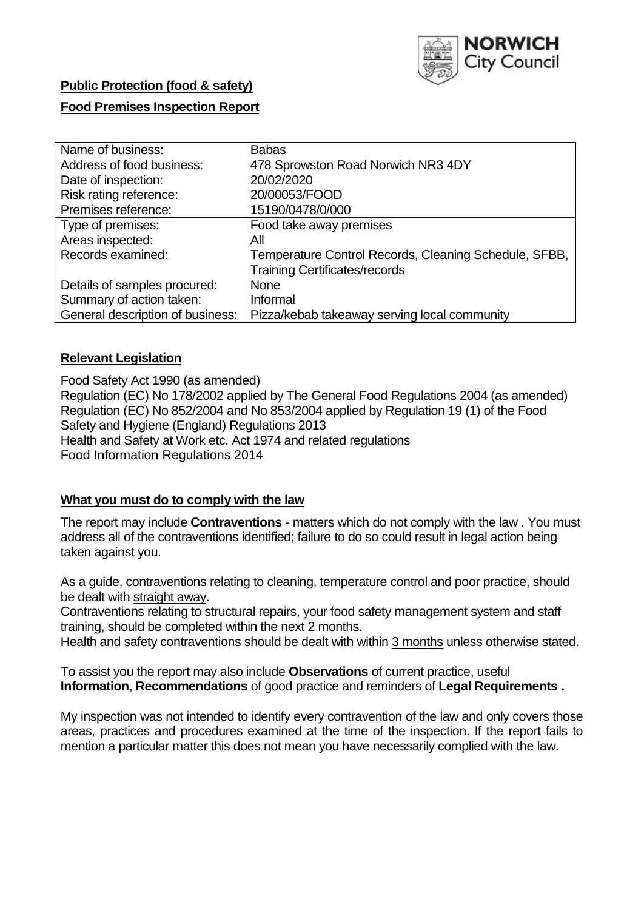**Public Protection (food & safety)**

**Food Premises Inspection Report**

| Name of business: | Babas |
|---|---|
| Address of food business: | 478 Sprowston Road Norwich NR3 4DY |
| Date of inspection: | 20/02/2020 |
| Risk rating reference: | 20/00053/FOOD |
| Premises reference: | 15190/0478/0/000 |
| Type of premises: | Food take away premises |
| Areas inspected: | All |
| Records examined: | Temperature Control Records, Cleaning Schedule, SFBB, Training Certificates/records |
| Details of samples procured: | None |
| Summary of action taken: | Informal |
| General description of business: | Pizza/kebab takeaway serving local community |

## **Relevant Legislation**

Food Safety Act 1990 (as amended)
Regulation (EC) No 178/2002 applied by The General Food Regulations 2004 (as amended)
Regulation (EC) No 852/2004 and No 853/2004 applied by Regulation 19 (1) of the Food Safety and Hygiene (England) Regulations 2013
Health and Safety at Work etc. Act 1974 and related regulations
Food Information Regulations 2014

## **What you must do to comply with the law**

The report may include **Contraventions** - matters which do not comply with the law . You must address all of the contraventions identified; failure to do so could result in legal action being taken against you.

As a guide, contraventions relating to cleaning, temperature control and poor practice, should be dealt with straight away.
Contraventions relating to structural repairs, your food safety management system and staff training, should be completed within the next 2 months.
Health and safety contraventions should be dealt with within 3 months unless otherwise stated.

To assist you the report may also include **Observations** of current practice, useful **Information**, **Recommendations** of good practice and reminders of **Legal Requirements .**

My inspection was not intended to identify every contravention of the law and only covers those areas, practices and procedures examined at the time of the inspection. If the report fails to mention a particular matter this does not mean you have necessarily complied with the law.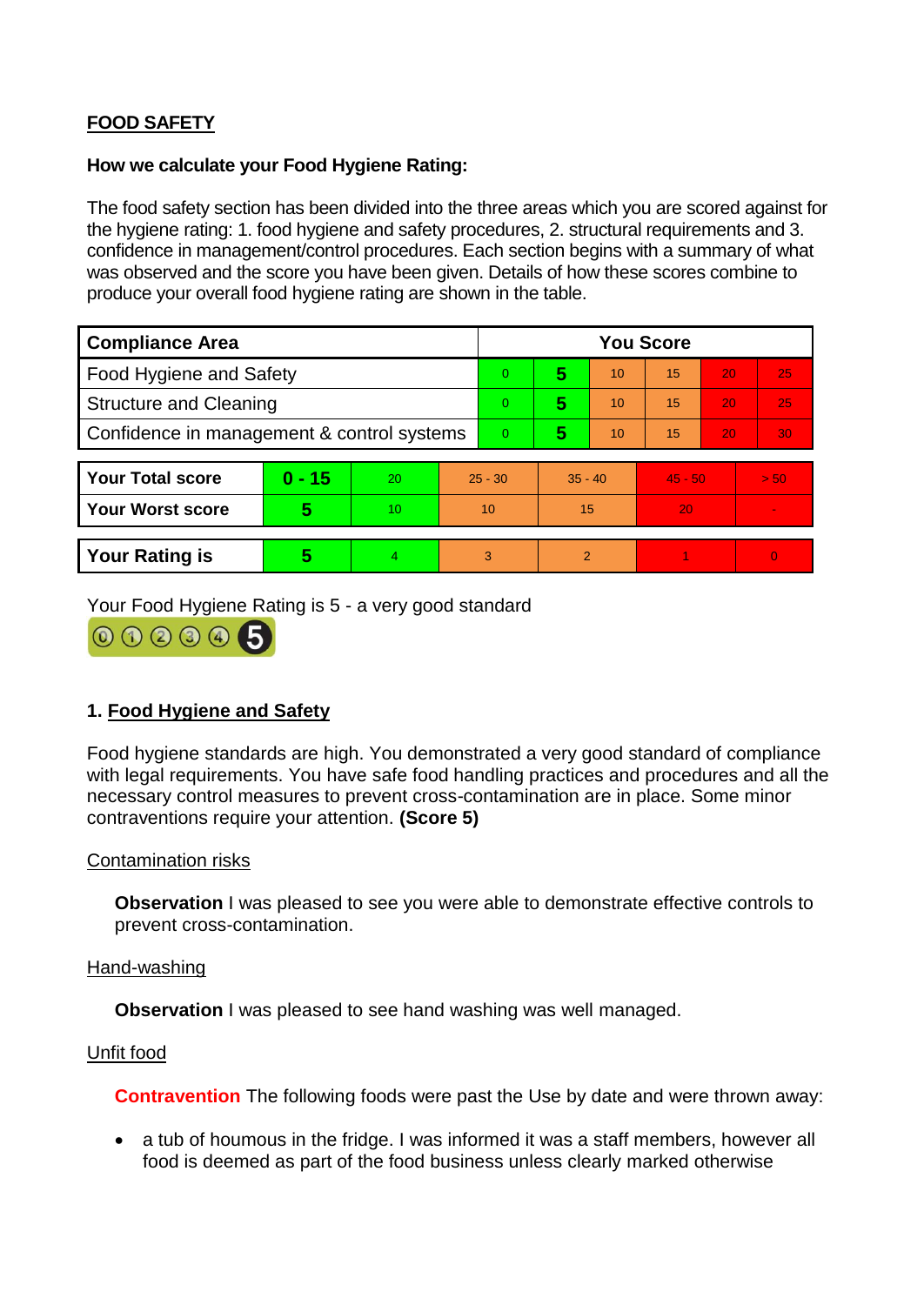**FOOD SAFETY**

**How we calculate your Food Hygiene Rating:**

The food safety section has been divided into the three areas which you are scored against for the hygiene rating: 1. food hygiene and safety procedures, 2. structural requirements and 3. confidence in management/control procedures. Each section begins with a summary of what was observed and the score you have been given. Details of how these scores combine to produce your overall food hygiene rating are shown in the table.

| Compliance Area | You Score | | | | | |
|---|---|---|---|---|---|---|
| Food Hygiene and Safety | 0 | **5** | 10 | 15 | 20 | 25 |
| Structure and Cleaning | 0 | **5** | 10 | 15 | 20 | 25 |
| Confidence in management & control systems | 0 | **5** | 10 | 15 | 20 | 30 |

| | | | | | | |
|---|---|---|---|---|---|---|
| **Your Total score** | **0 - 15** | 20 | 25 - 30 | 35 - 40 | 45 - 50 | > 50 |
| **Your Worst score** | **5** | 10 | 10 | 15 | 20 | - |

| | | | | | | |
|---|---|---|---|---|---|---|
| **Your Rating is** | **5** | 4 | 3 | 2 | 1 | 0 |

Your Food Hygiene Rating is 5 - a very good standard

## 1. Food Hygiene and Safety

Food hygiene standards are high. You demonstrated a very good standard of compliance with legal requirements. You have safe food handling practices and procedures and all the necessary control measures to prevent cross-contamination are in place. Some minor contraventions require your attention. **(Score 5)**

Contamination risks

**Observation** I was pleased to see you were able to demonstrate effective controls to prevent cross-contamination.

Hand-washing

**Observation** I was pleased to see hand washing was well managed.

Unfit food

**Contravention** The following foods were past the Use by date and were thrown away:

- a tub of houmous in the fridge. I was informed it was a staff members, however all food is deemed as part of the food business unless clearly marked otherwise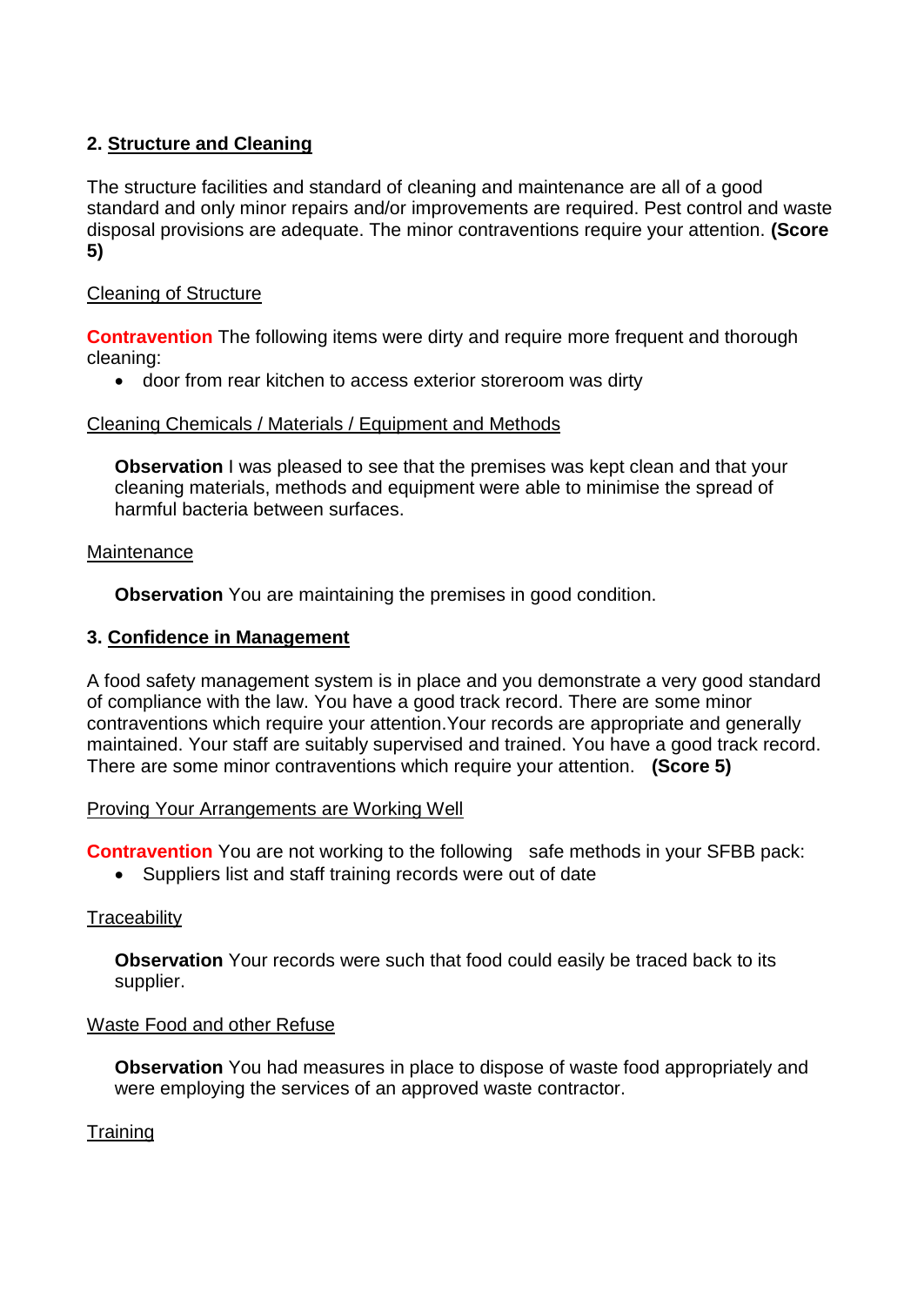## 2. Structure and Cleaning

The structure facilities and standard of cleaning and maintenance are all of a good standard and only minor repairs and/or improvements are required. Pest control and waste disposal provisions are adequate. The minor contraventions require your attention. **(Score 5)**

Cleaning of Structure

**Contravention** The following items were dirty and require more frequent and thorough cleaning:

- door from rear kitchen to access exterior storeroom was dirty

Cleaning Chemicals / Materials / Equipment and Methods

**Observation** I was pleased to see that the premises was kept clean and that your cleaning materials, methods and equipment were able to minimise the spread of harmful bacteria between surfaces.

Maintenance

**Observation** You are maintaining the premises in good condition.

## 3. Confidence in Management

A food safety management system is in place and you demonstrate a very good standard of compliance with the law. You have a good track record. There are some minor contraventions which require your attention.Your records are appropriate and generally maintained. Your staff are suitably supervised and trained. You have a good track record. There are some minor contraventions which require your attention. **(Score 5)**

Proving Your Arrangements are Working Well

**Contravention** You are not working to the following safe methods in your SFBB pack:

- Suppliers list and staff training records were out of date

Traceability

**Observation** Your records were such that food could easily be traced back to its supplier.

Waste Food and other Refuse

**Observation** You had measures in place to dispose of waste food appropriately and were employing the services of an approved waste contractor.

Training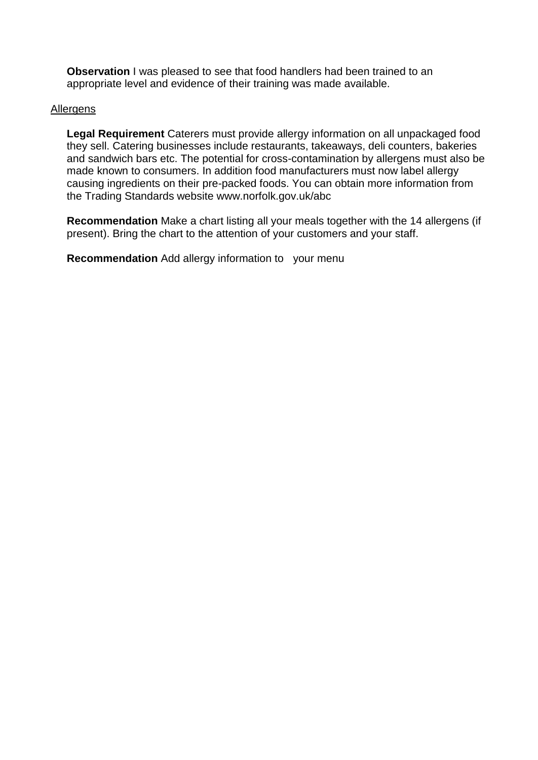**Observation** I was pleased to see that food handlers had been trained to an appropriate level and evidence of their training was made available.

<u>Allergens</u>

**Legal Requirement** Caterers must provide allergy information on all unpackaged food they sell. Catering businesses include restaurants, takeaways, deli counters, bakeries and sandwich bars etc. The potential for cross-contamination by allergens must also be made known to consumers. In addition food manufacturers must now label allergy causing ingredients on their pre-packed foods. You can obtain more information from the Trading Standards website www.norfolk.gov.uk/abc

**Recommendation** Make a chart listing all your meals together with the 14 allergens (if present). Bring the chart to the attention of your customers and your staff.

**Recommendation** Add allergy information to your menu